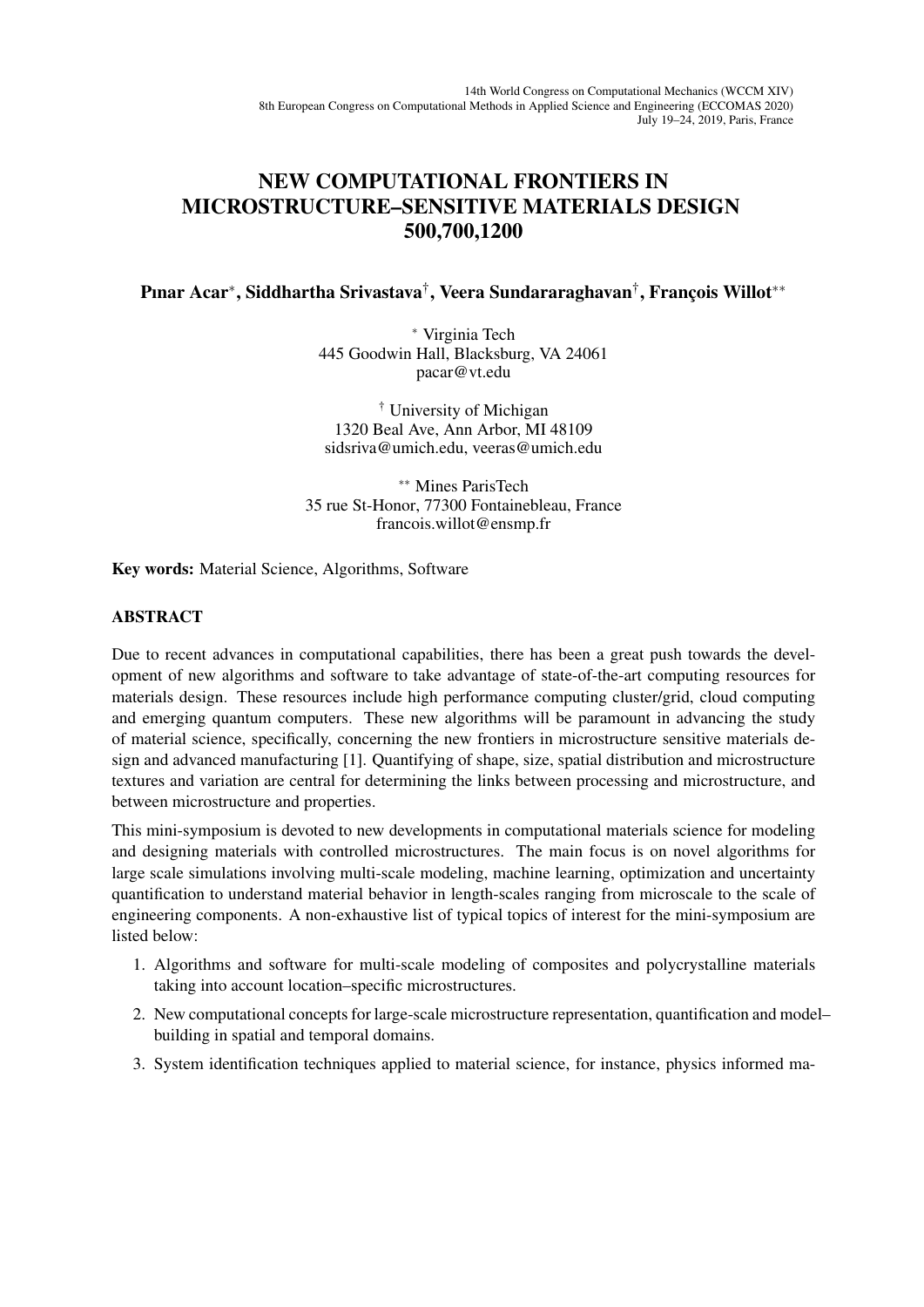# NEW COMPUTATIONAL FRONTIERS IN MICROSTRUCTURE–SENSITIVE MATERIALS DESIGN 500,700,1200

**Pınar Acar***, **Siddhartha Srivastava**†, **Veera Sundararaghavan**†, **François Willot****

\* Virginia Tech
445 Goodwin Hall, Blacksburg, VA 24061
pacar@vt.edu

† University of Michigan
1320 Beal Ave, Ann Arbor, MI 48109
sidsriva@umich.edu, veeras@umich.edu

** Mines ParisTech
35 rue St-Honor, 77300 Fontainebleau, France
francois.willot@ensmp.fr

**Key words:** Material Science, Algorithms, Software

## ABSTRACT

Due to recent advances in computational capabilities, there has been a great push towards the development of new algorithms and software to take advantage of state-of-the-art computing resources for materials design. These resources include high performance computing cluster/grid, cloud computing and emerging quantum computers. These new algorithms will be paramount in advancing the study of material science, specifically, concerning the new frontiers in microstructure sensitive materials design and advanced manufacturing [1]. Quantifying of shape, size, spatial distribution and microstructure textures and variation are central for determining the links between processing and microstructure, and between microstructure and properties.

This mini-symposium is devoted to new developments in computational materials science for modeling and designing materials with controlled microstructures. The main focus is on novel algorithms for large scale simulations involving multi-scale modeling, machine learning, optimization and uncertainty quantification to understand material behavior in length-scales ranging from microscale to the scale of engineering components. A non-exhaustive list of typical topics of interest for the mini-symposium are listed below:

1. Algorithms and software for multi-scale modeling of composites and polycrystalline materials taking into account location–specific microstructures.
2. New computational concepts for large-scale microstructure representation, quantification and model–building in spatial and temporal domains.
3. System identification techniques applied to material science, for instance, physics informed ma-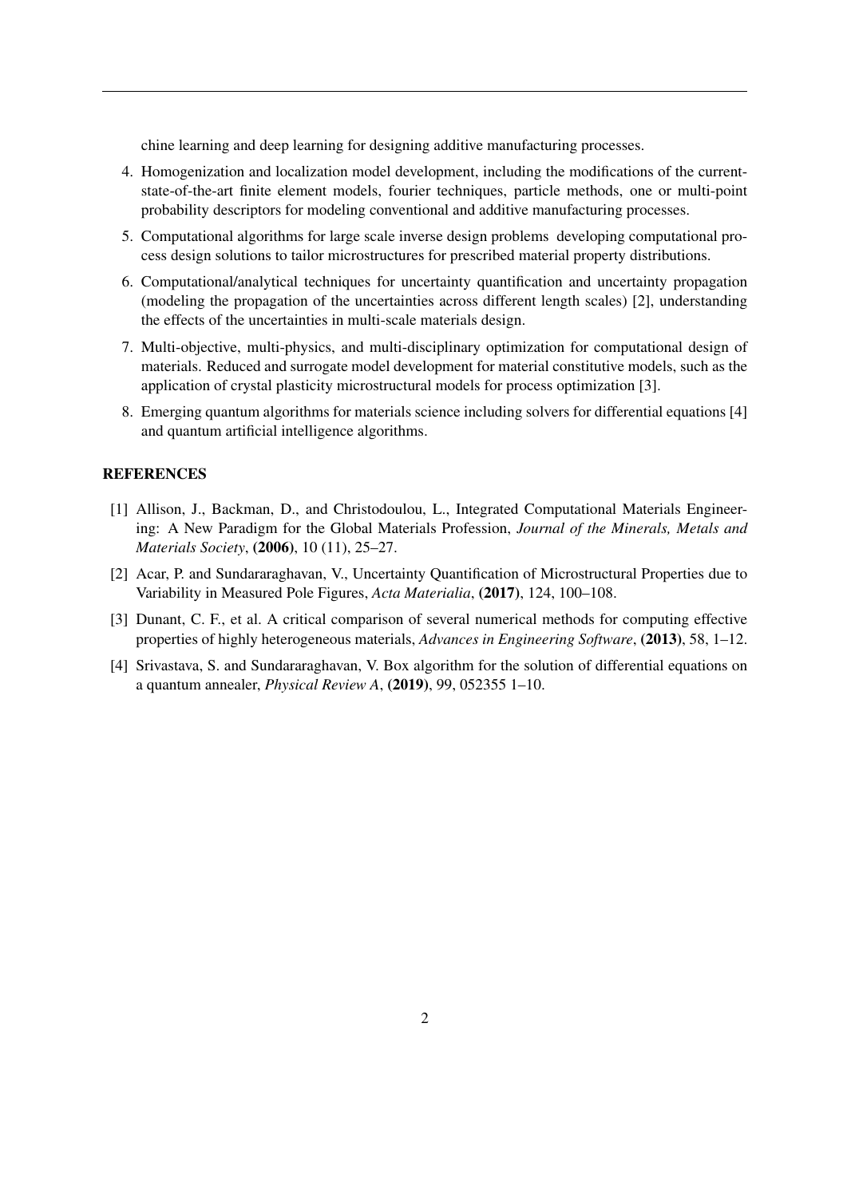chine learning and deep learning for designing additive manufacturing processes.

4. Homogenization and localization model development, including the modifications of the current-state-of-the-art finite element models, fourier techniques, particle methods, one or multi-point probability descriptors for modeling conventional and additive manufacturing processes.
5. Computational algorithms for large scale inverse design problems developing computational process design solutions to tailor microstructures for prescribed material property distributions.
6. Computational/analytical techniques for uncertainty quantification and uncertainty propagation (modeling the propagation of the uncertainties across different length scales) [2], understanding the effects of the uncertainties in multi-scale materials design.
7. Multi-objective, multi-physics, and multi-disciplinary optimization for computational design of materials. Reduced and surrogate model development for material constitutive models, such as the application of crystal plasticity microstructural models for process optimization [3].
8. Emerging quantum algorithms for materials science including solvers for differential equations [4] and quantum artificial intelligence algorithms.

## REFERENCES

[1] Allison, J., Backman, D., and Christodoulou, L., Integrated Computational Materials Engineering: A New Paradigm for the Global Materials Profession, *Journal of the Minerals, Metals and Materials Society*, **(2006)**, 10 (11), 25–27.

[2] Acar, P. and Sundararaghavan, V., Uncertainty Quantification of Microstructural Properties due to Variability in Measured Pole Figures, *Acta Materialia*, **(2017)**, 124, 100–108.

[3] Dunant, C. F., et al. A critical comparison of several numerical methods for computing effective properties of highly heterogeneous materials, *Advances in Engineering Software*, **(2013)**, 58, 1–12.

[4] Srivastava, S. and Sundararaghavan, V. Box algorithm for the solution of differential equations on a quantum annealer, *Physical Review A*, **(2019)**, 99, 052355 1–10.